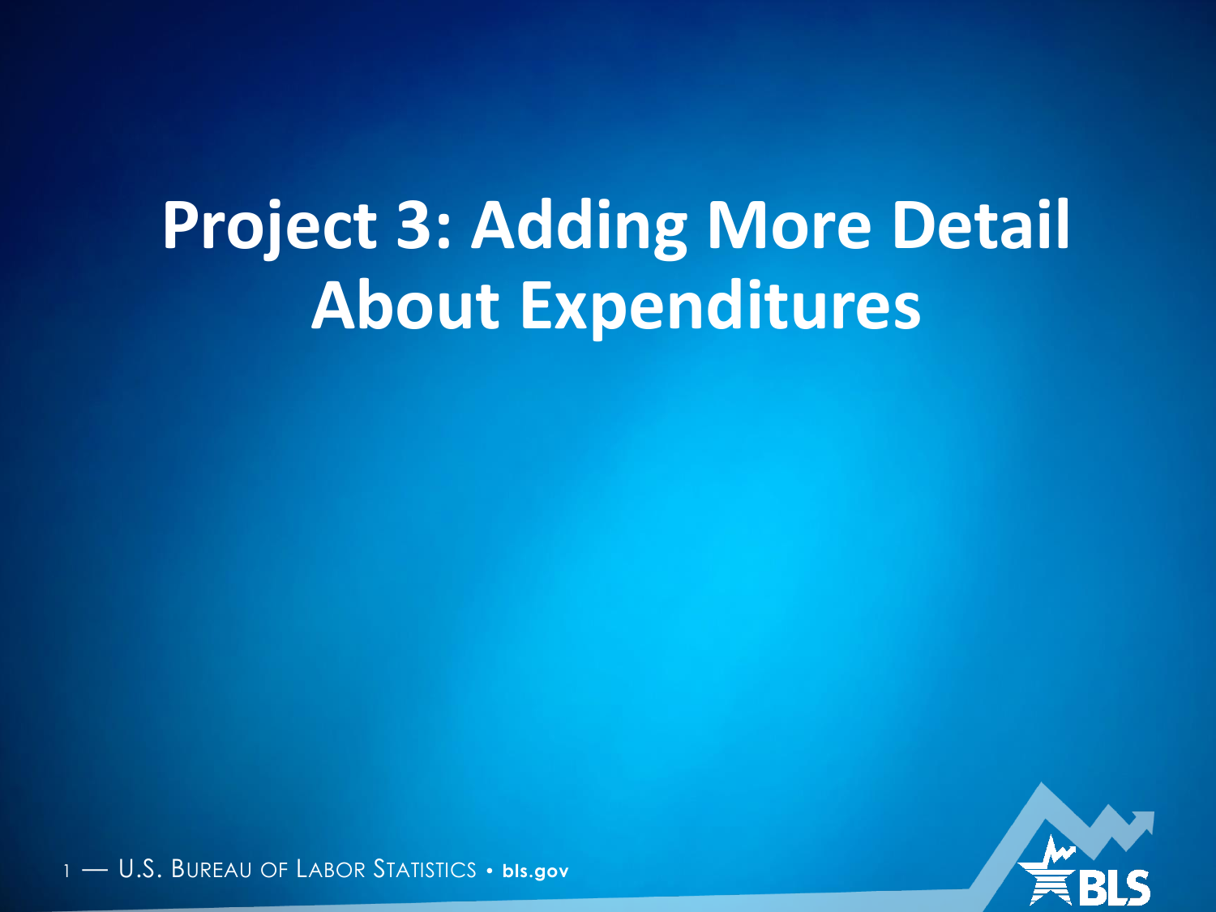# Project 3: Adding More Detail About Expenditures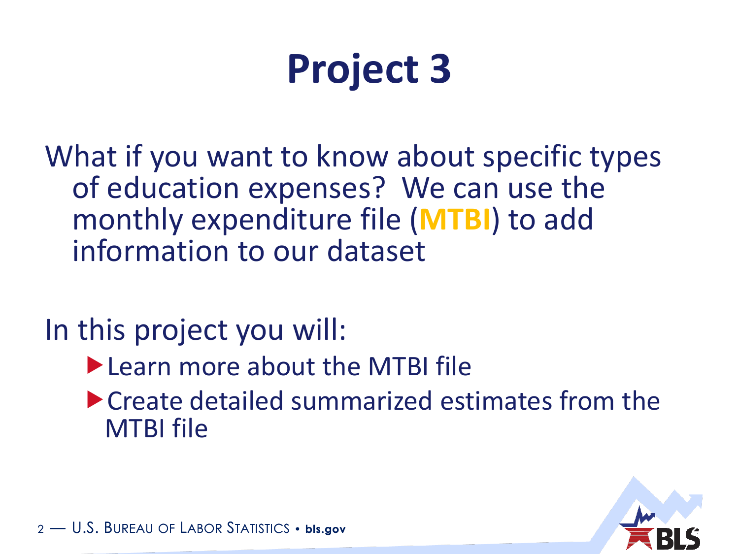# Project 3

What if you want to know about specific types of education expenses? We can use the monthly expenditure file (**MTBI**) to add information to our dataset

In this project you will:

- Learn more about the MTBI file
- Create detailed summarized estimates from the MTBI file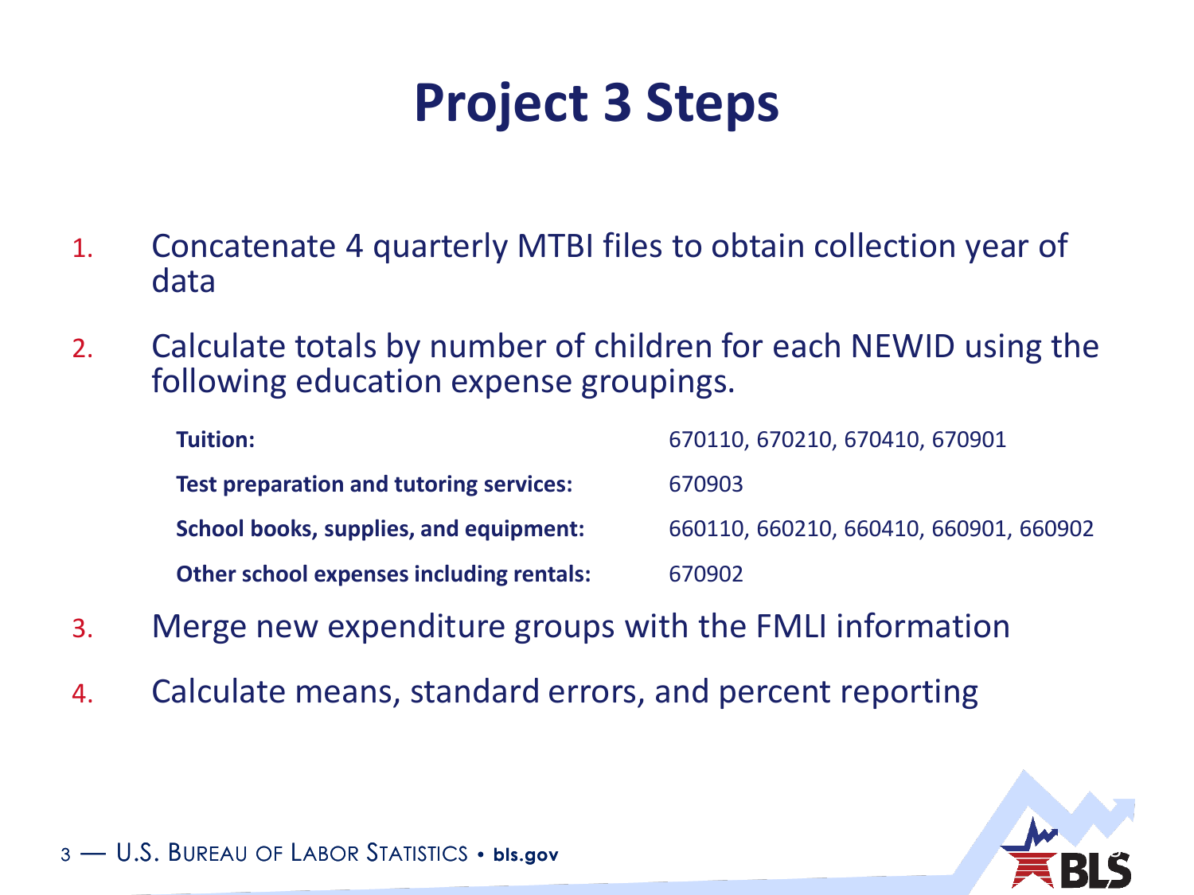# Project 3 Steps

1. Concatenate 4 quarterly MTBI files to obtain collection year of data
2. Calculate totals by number of children for each NEWID using the following education expense groupings.

| | |
|---|---|
| **Tuition:** | 670110, 670210, 670410, 670901 |
| **Test preparation and tutoring services:** | 670903 |
| **School books, supplies, and equipment:** | 660110, 660210, 660410, 660901, 660902 |
| **Other school expenses including rentals:** | 670902 |

3. Merge new expenditure groups with the FMLI information
4. Calculate means, standard errors, and percent reporting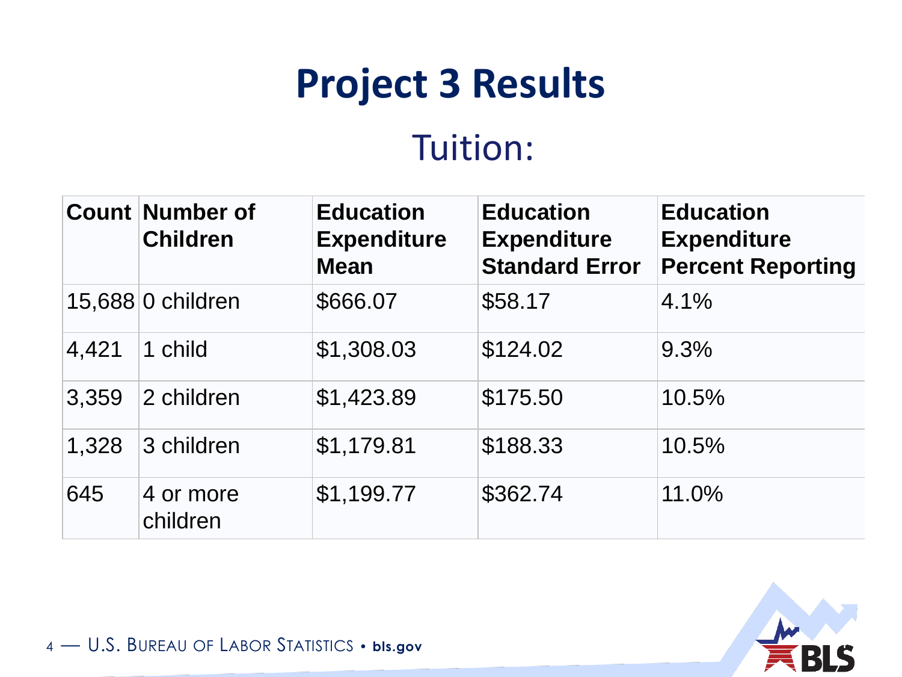# Project 3 Results

## Tuition:

| Count | Number of Children | Education Expenditure Mean | Education Expenditure Standard Error | Education Expenditure Percent Reporting |
|---|---|---|---|---|
| 15,688 | 0 children | $666.07 | $58.17 | 4.1% |
| 4,421 | 1 child | $1,308.03 | $124.02 | 9.3% |
| 3,359 | 2 children | $1,423.89 | $175.50 | 10.5% |
| 1,328 | 3 children | $1,179.81 | $188.33 | 10.5% |
| 645 | 4 or more children | $1,199.77 | $362.74 | 11.0% |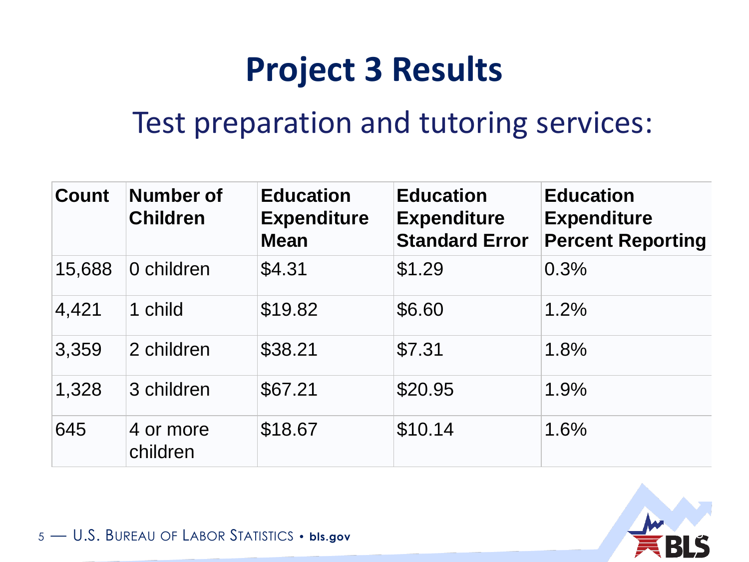# Project 3 Results

## Test preparation and tutoring services:

| Count | Number of Children | Education Expenditure Mean | Education Expenditure Standard Error | Education Expenditure Percent Reporting |
|---|---|---|---|---|
| 15,688 | 0 children | $4.31 | $1.29 | 0.3% |
| 4,421 | 1 child | $19.82 | $6.60 | 1.2% |
| 3,359 | 2 children | $38.21 | $7.31 | 1.8% |
| 1,328 | 3 children | $67.21 | $20.95 | 1.9% |
| 645 | 4 or more children | $18.67 | $10.14 | 1.6% |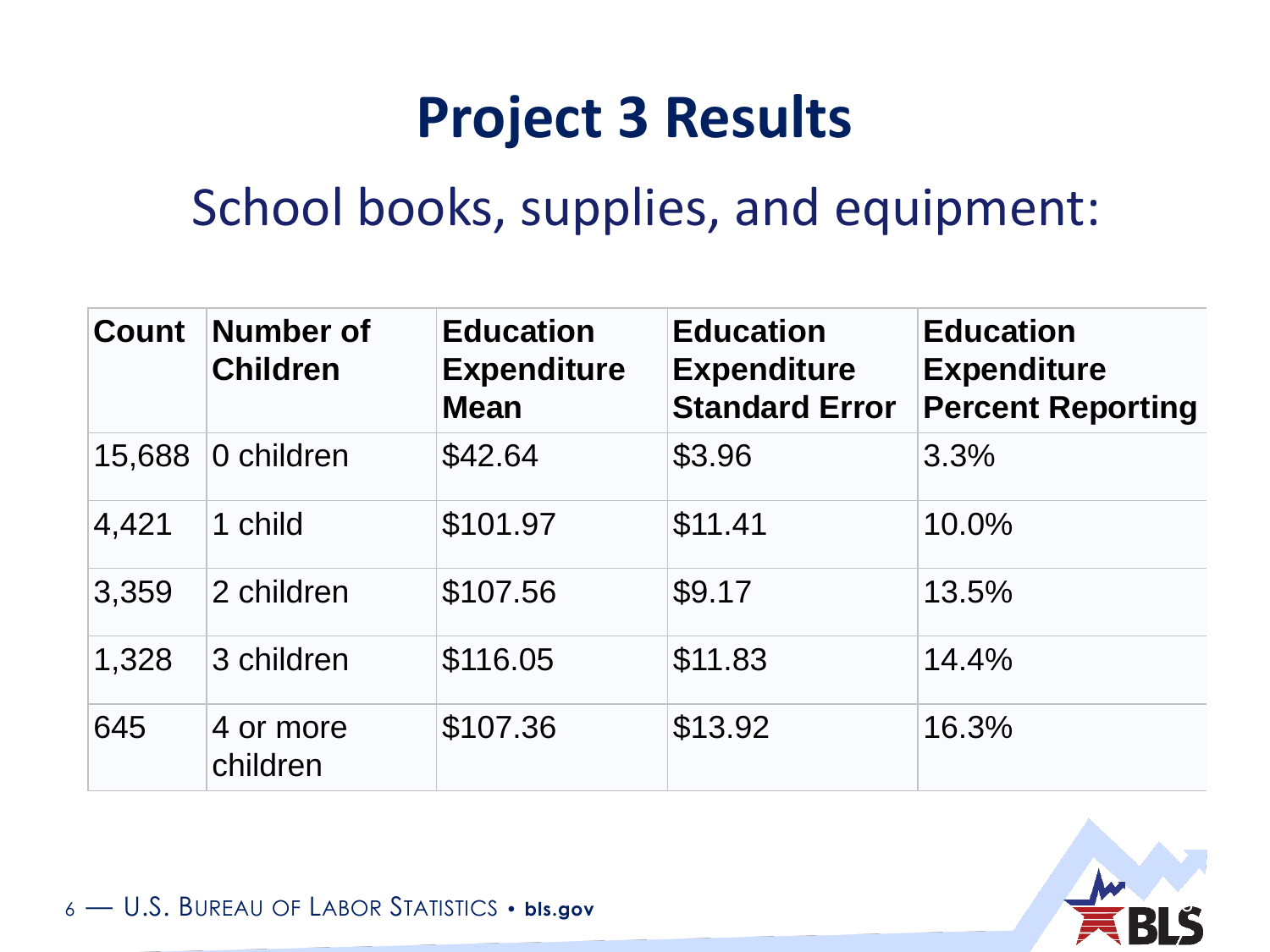# Project 3 Results

## School books, supplies, and equipment:

| Count | Number of Children | Education Expenditure Mean | Education Expenditure Standard Error | Education Expenditure Percent Reporting |
|---|---|---|---|---|
| 15,688 | 0 children | $42.64 | $3.96 | 3.3% |
| 4,421 | 1 child | $101.97 | $11.41 | 10.0% |
| 3,359 | 2 children | $107.56 | $9.17 | 13.5% |
| 1,328 | 3 children | $116.05 | $11.83 | 14.4% |
| 645 | 4 or more children | $107.36 | $13.92 | 16.3% |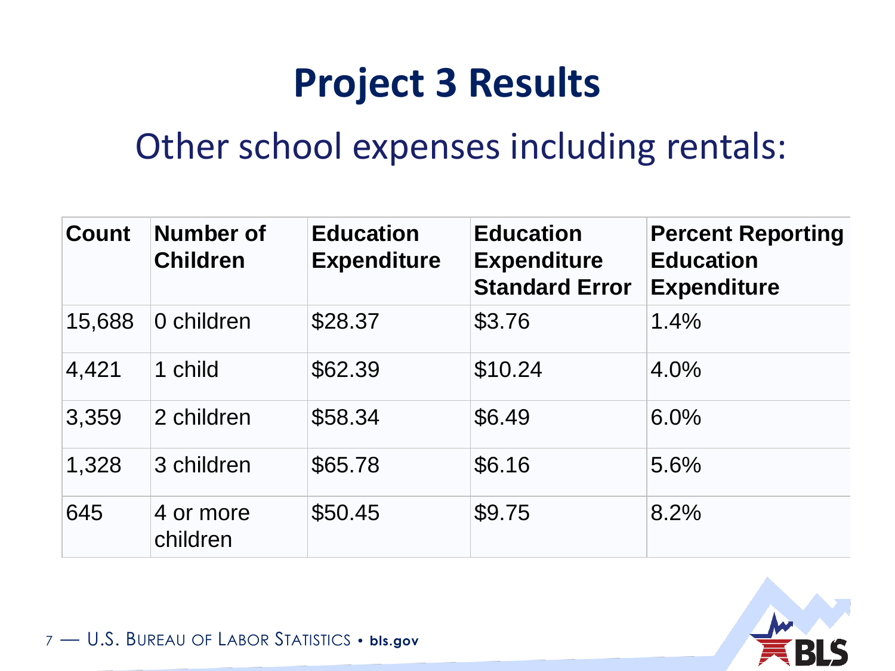# Project 3 Results

## Other school expenses including rentals:

| Count | Number of Children | Education Expenditure | Education Expenditure Standard Error | Percent Reporting Education Expenditure |
|---|---|---|---|---|
| 15,688 | 0 children | $28.37 | $3.76 | 1.4% |
| 4,421 | 1 child | $62.39 | $10.24 | 4.0% |
| 3,359 | 2 children | $58.34 | $6.49 | 6.0% |
| 1,328 | 3 children | $65.78 | $6.16 | 5.6% |
| 645 | 4 or more children | $50.45 | $9.75 | 8.2% |